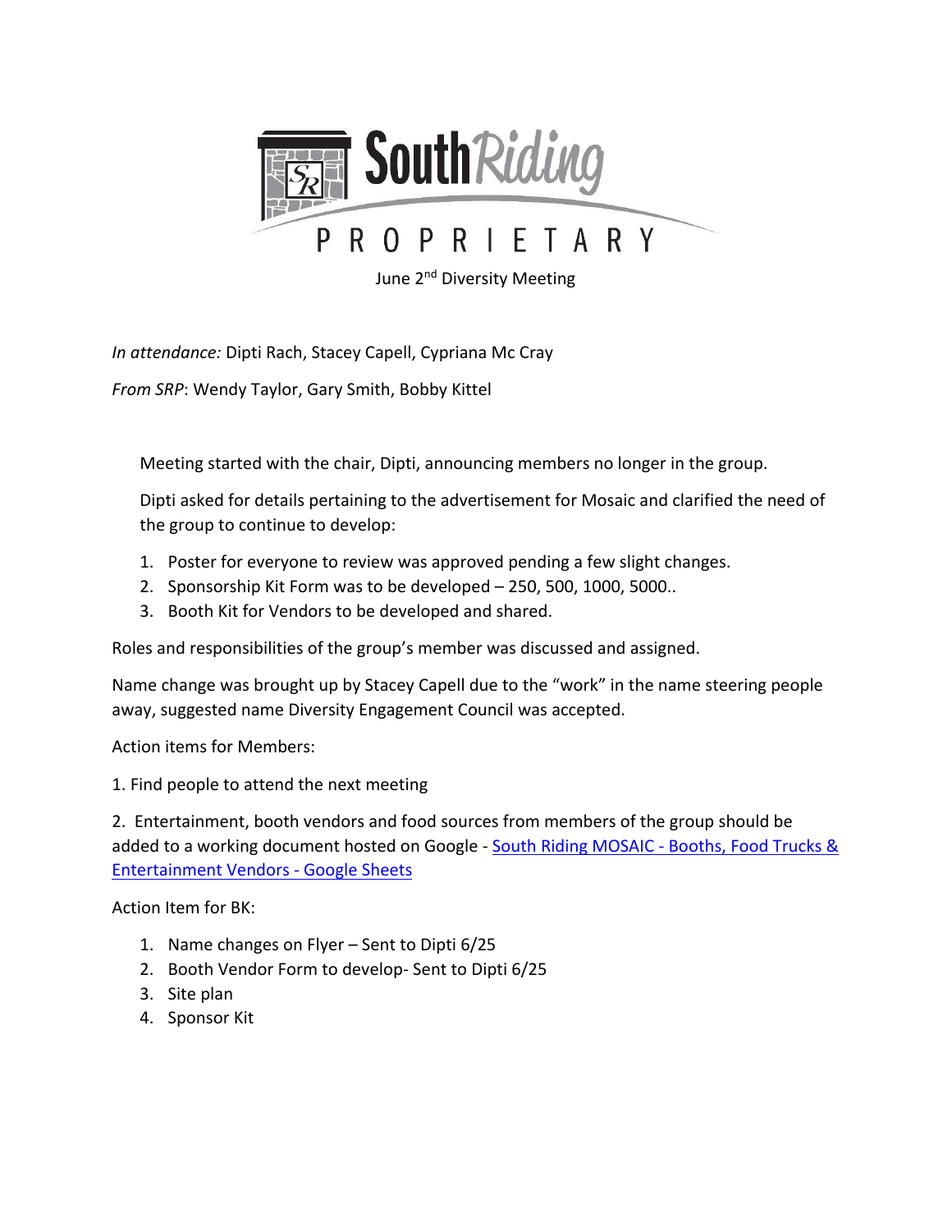# South Riding PROPRIETARY

June 2nd Diversity Meeting

*In attendance:* Dipti Rach, Stacey Capell, Cypriana Mc Cray

*From SRP*: Wendy Taylor, Gary Smith, Bobby Kittel

Meeting started with the chair, Dipti, announcing members no longer in the group.

Dipti asked for details pertaining to the advertisement for Mosaic and clarified the need of the group to continue to develop:

1. Poster for everyone to review was approved pending a few slight changes.
2. Sponsorship Kit Form was to be developed – 250, 500, 1000, 5000..
3. Booth Kit for Vendors to be developed and shared.

Roles and responsibilities of the group's member was discussed and assigned.

Name change was brought up by Stacey Capell due to the "work" in the name steering people away, suggested name Diversity Engagement Council was accepted.

Action items for Members:

1. Find people to attend the next meeting

2. Entertainment, booth vendors and food sources from members of the group should be added to a working document hosted on Google - South Riding MOSAIC - Booths, Food Trucks & Entertainment Vendors - Google Sheets

Action Item for BK:

1. Name changes on Flyer – Sent to Dipti 6/25
2. Booth Vendor Form to develop- Sent to Dipti 6/25
3. Site plan
4. Sponsor Kit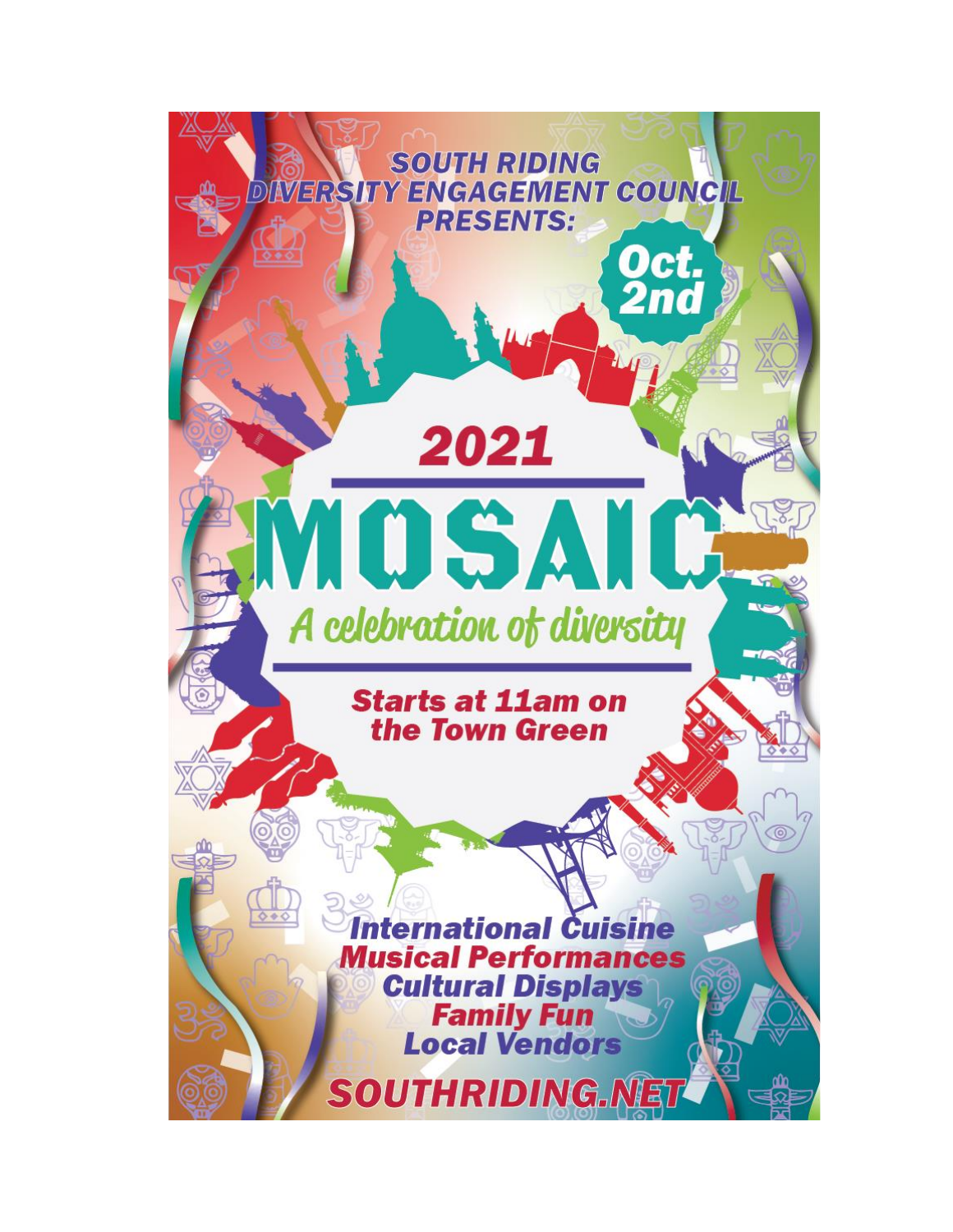SOUTH RIDING
DIVERSITY ENGAGEMENT COUNCIL
PRESENTS:

Oct. 2nd

# 2021

# MOSAIC

*A celebration of diversity*

**Starts at 11am on the Town Green**

**International Cuisine**
**Musical Performances**
**Cultural Displays**
**Family Fun**
**Local Vendors**

**SOUTHRIDING.NET**